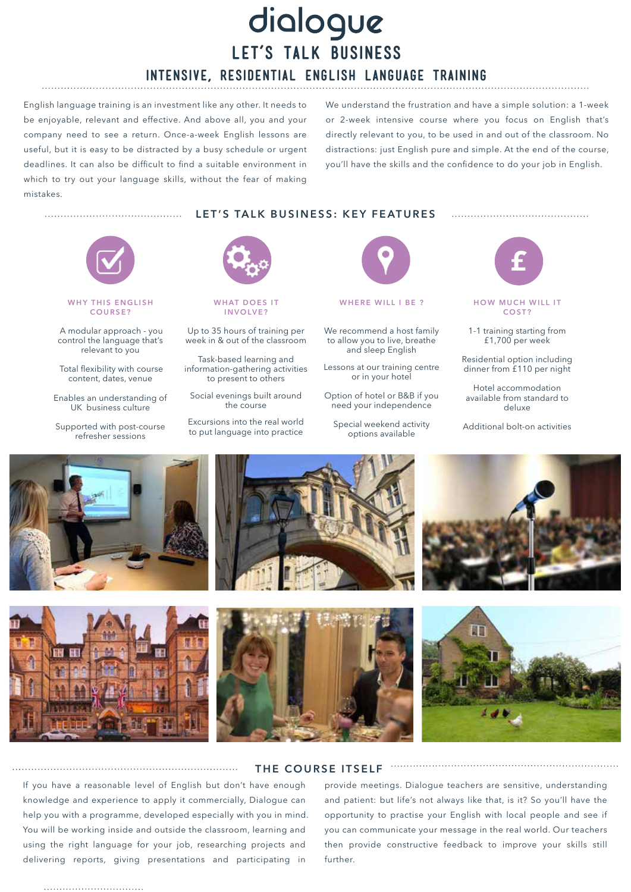# dialogue

## LET'S TALK BUSINESS

### INTENSIVE, RESIDENTIAL ENGLISH LANGUAGE TRAINING

English language training is an investment like any other. It needs to be enjoyable, relevant and effective. And above all, you and your company need to see a return. Once-a-week English lessons are useful, but it is easy to be distracted by a busy schedule or urgent deadlines. It can also be difficult to find a suitable environment in which to try out your language skills, without the fear of making mistakes.

We understand the frustration and have a simple solution: a 1-week or 2-week intensive course where you focus on English that's directly relevant to you, to be used in and out of the classroom. No distractions: just English pure and simple. At the end of the course, you'll have the skills and the confidence to do your job in English.

## LET'S TALK BUSINESS: KEY FEATURES

### WHY THIS ENGLISH COURSE?

A modular approach - you control the language that's relevant to you

Total flexibility with course content, dates, venue

Enables an understanding of UK business culture

Supported with post-course refresher sessions

### WHAT DOES IT INVOLVE?

Up to 35 hours of training per week in & out of the classroom

Task-based learning and information-gathering activities to present to others

Social evenings built around the course

Excursions into the real world to put language into practice

### WHERE WILL I BE ?

We recommend a host family to allow you to live, breathe and sleep English

Lessons at our training centre or in your hotel

Option of hotel or B&B if you need your independence

Special weekend activity options available

### HOW MUCH WILL IT COST?

1-1 training starting from £1,700 per week

Residential option including dinner from £110 per night

Hotel accommodation available from standard to deluxe

Additional bolt-on activities

## THE COURSE ITSELF

If you have a reasonable level of English but don't have enough knowledge and experience to apply it commercially, Dialogue can help you with a programme, developed especially with you in mind. You will be working inside and outside the classroom, learning and using the right language for your job, researching projects and delivering reports, giving presentations and participating in provide meetings. Dialogue teachers are sensitive, understanding and patient: but life's not always like that, is it? So you'll have the opportunity to practise your English with local people and see if you can communicate your message in the real world. Our teachers then provide constructive feedback to improve your skills still further.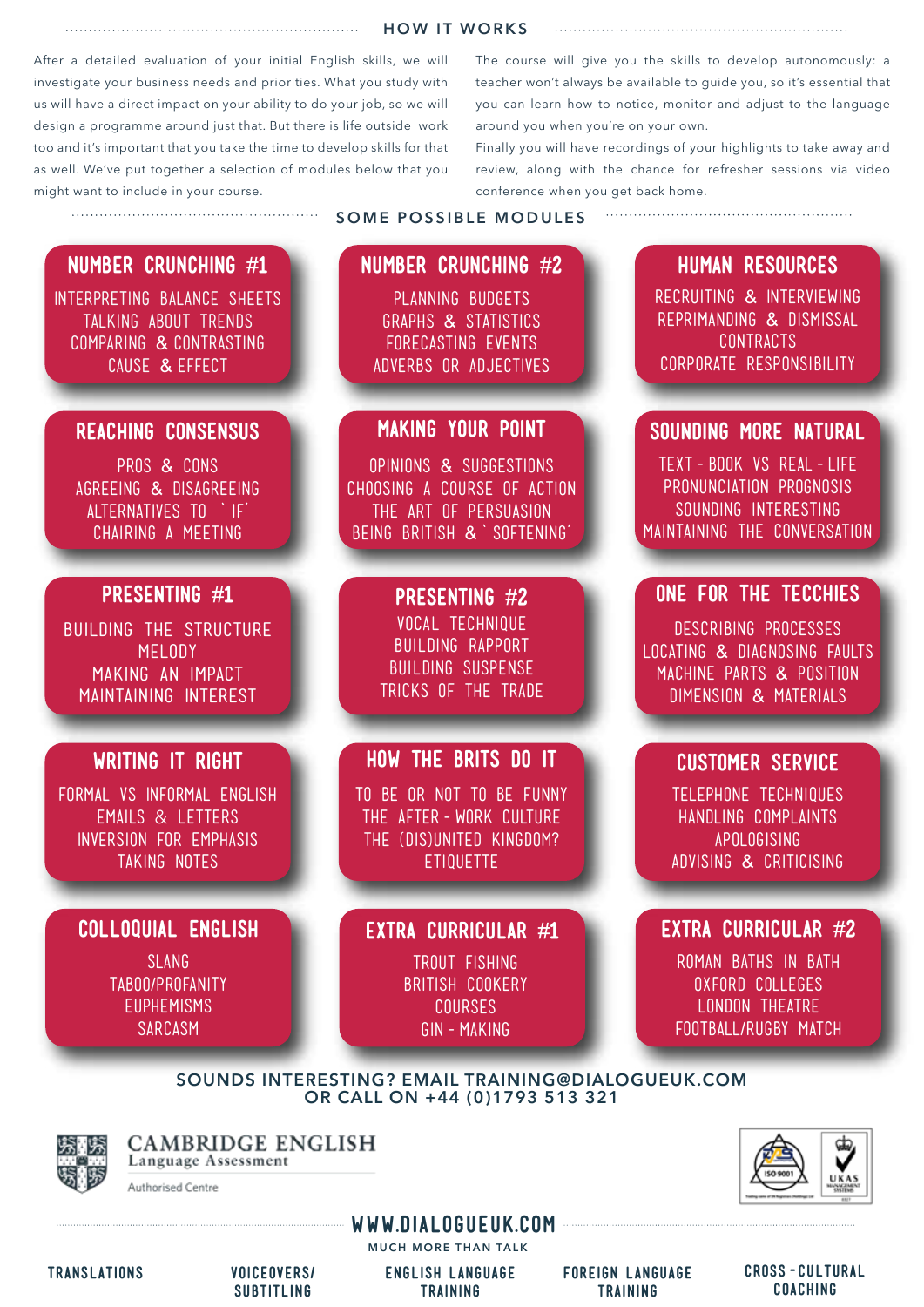## HOW IT WORKS

After a detailed evaluation of your initial English skills, we will investigate your business needs and priorities. What you study with us will have a direct impact on your ability to do your job, so we will design a programme around just that. But there is life outside work too and it's important that you take the time to develop skills for that as well. We've put together a selection of modules below that you might want to include in your course.

The course will give you the skills to develop autonomously: a teacher won't always be available to guide you, so it's essential that you can learn how to notice, monitor and adjust to the language around you when you're on your own.

Finally you will have recordings of your highlights to take away and review, along with the chance for refresher sessions via video conference when you get back home.

## SOME POSSIBLE MODULES

### NUMBER CRUNCHING #1
INTERPRETING BALANCE SHEETS
TALKING ABOUT TRENDS
COMPARING & CONTRASTING
CAUSE & EFFECT

### NUMBER CRUNCHING #2
PLANNING BUDGETS
GRAPHS & STATISTICS
FORECASTING EVENTS
ADVERBS OR ADJECTIVES

### HUMAN RESOURCES
RECRUITING & INTERVIEWING
REPRIMANDING & DISMISSAL
CONTRACTS
CORPORATE RESPONSIBILITY

### REACHING CONSENSUS
PROS & CONS
AGREEING & DISAGREEING
ALTERNATIVES TO 'IF'
CHAIRING A MEETING

### MAKING YOUR POINT
OPINIONS & SUGGESTIONS
CHOOSING A COURSE OF ACTION
THE ART OF PERSUASION
BEING BRITISH & 'SOFTENING'

### SOUNDING MORE NATURAL
TEXT-BOOK VS REAL-LIFE
PRONUNCIATION PROGNOSIS
SOUNDING INTERESTING
MAINTAINING THE CONVERSATION

### PRESENTING #1
BUILDING THE STRUCTURE
MELODY
MAKING AN IMPACT
MAINTAINING INTEREST

### PRESENTING #2
VOCAL TECHNIQUE
BUILDING RAPPORT
BUILDING SUSPENSE
TRICKS OF THE TRADE

### ONE FOR THE TECCHIES
DESCRIBING PROCESSES
LOCATING & DIAGNOSING FAULTS
MACHINE PARTS & POSITION
DIMENSION & MATERIALS

### WRITING IT RIGHT
FORMAL VS INFORMAL ENGLISH
EMAILS & LETTERS
INVERSION FOR EMPHASIS
TAKING NOTES

### HOW THE BRITS DO IT
TO BE OR NOT TO BE FUNNY
THE AFTER-WORK CULTURE
THE (DIS)UNITED KINGDOM?
ETIQUETTE

### CUSTOMER SERVICE
TELEPHONE TECHNIQUES
HANDLING COMPLAINTS
APOLOGISING
ADVISING & CRITICISING

### COLLOQUIAL ENGLISH
SLANG
TABOO/PROFANITY
EUPHEMISMS
SARCASM

### EXTRA CURRICULAR #1
TROUT FISHING
BRITISH COOKERY
COURSES
GIN-MAKING

### EXTRA CURRICULAR #2
ROMAN BATHS IN BATH
OXFORD COLLEGES
LONDON THEATRE
FOOTBALL/RUGBY MATCH

**SOUNDS INTERESTING? EMAIL TRAINING@DIALOGUEUK.COM OR CALL ON +44 (0)1793 513 321**

CAMBRIDGE ENGLISH
Language Assessment
Authorised Centre

ISO 9001 UKAS MANAGEMENT SYSTEMS

**WWW.DIALOGUEUK.COM**
MUCH MORE THAN TALK

TRANSLATIONS | VOICEOVERS/SUBTITLING | ENGLISH LANGUAGE TRAINING | FOREIGN LANGUAGE TRAINING | CROSS-CULTURAL COACHING